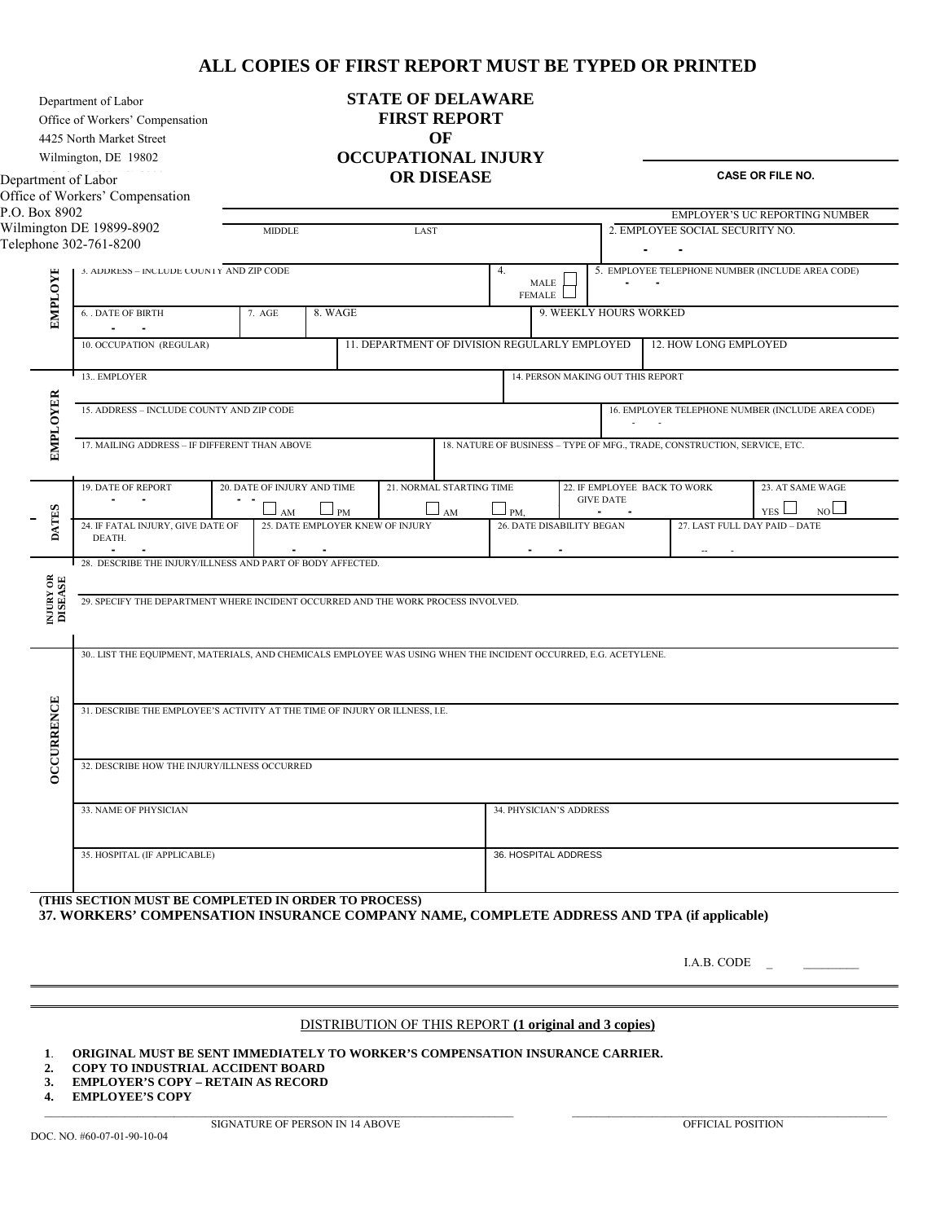# ALL COPIES OF FIRST REPORT MUST BE TYPED OR PRINTED

Department of Labor
Office of Workers' Compensation
4425 North Market Street
Wilmington, DE 19802

Department of Labor
Office of Workers' Compensation
P.O. Box 8902
Wilmington DE 19899-8902
Telephone 302-761-8200

## STATE OF DELAWARE FIRST REPORT OF OCCUPATIONAL INJURY OR DISEASE

**CASE OR FILE NO.**

EMPLOYER'S UC REPORTING NUMBER

| | | | | | |
|---|---|---|---|---|---|
| **EMPLOYEE** | MIDDLE | LAST | | | 2. EMPLOYEE SOCIAL SECURITY NO. - - |
| | 3. ADDRESS – INCLUDE COUNTY AND ZIP CODE | | 4. MALE ☐ FEMALE ☐ | | 5. EMPLOYEE TELEPHONE NUMBER (INCLUDE AREA CODE) - - |
| | 6. DATE OF BIRTH - - | 7. AGE | 8. WAGE | | 9. WEEKLY HOURS WORKED |
| | 10. OCCUPATION (REGULAR) | | 11. DEPARTMENT OF DIVISION REGULARLY EMPLOYED | | 12. HOW LONG EMPLOYED |
| **EMPLOYER** | 13. EMPLOYER | | | 14. PERSON MAKING OUT THIS REPORT | |
| | 15. ADDRESS – INCLUDE COUNTY AND ZIP CODE | | | | 16. EMPLOYER TELEPHONE NUMBER (INCLUDE AREA CODE) - - |
| | 17. MAILING ADDRESS – IF DIFFERENT THAN ABOVE | | 18. NATURE OF BUSINESS – TYPE OF MFG., TRADE, CONSTRUCTION, SERVICE, ETC. | | |

| | | | | | |
|---|---|---|---|---|---|
| **DATES** | 19. DATE OF REPORT - - | 20. DATE OF INJURY AND TIME - - ☐ AM ☐ PM | 21. NORMAL STARTING TIME ☐ AM ☐ PM, | 22. IF EMPLOYEE BACK TO WORK GIVE DATE - - | 23. AT SAME WAGE YES ☐ NO ☐ |
| | 24. IF FATAL INJURY, GIVE DATE OF DEATH. - - | 25. DATE EMPLOYER KNEW OF INJURY - - | 26. DATE DISABILITY BEGAN - - | 27. LAST FULL DAY PAID – DATE -- - | |

| | |
|---|---|
| **INJURY OR DISEASE** | 28. DESCRIBE THE INJURY/ILLNESS AND PART OF BODY AFFECTED. |
| | 29. SPECIFY THE DEPARTMENT WHERE INCIDENT OCCURRED AND THE WORK PROCESS INVOLVED. |

| | | |
|---|---|---|
| **OCCURRENCE** | 30. LIST THE EQUIPMENT, MATERIALS, AND CHEMICALS EMPLOYEE WAS USING WHEN THE INCIDENT OCCURRED, E.G. ACETYLENE. | |
| | 31. DESCRIBE THE EMPLOYEE'S ACTIVITY AT THE TIME OF INJURY OR ILLNESS, I.E. | |
| | 32. DESCRIBE HOW THE INJURY/ILLNESS OCCURRED | |
| | 33. NAME OF PHYSICIAN | 34. PHYSICIAN'S ADDRESS |
| | 35. HOSPITAL (IF APPLICABLE) | 36. HOSPITAL ADDRESS |

**(THIS SECTION MUST BE COMPLETED IN ORDER TO PROCESS)**
**37. WORKERS' COMPENSATION INSURANCE COMPANY NAME, COMPLETE ADDRESS AND TPA (if applicable)**

I.A.B. CODE _ ________

DISTRIBUTION OF THIS REPORT **(1 original and 3 copies)**

1. **ORIGINAL MUST BE SENT IMMEDIATELY TO WORKER'S COMPENSATION INSURANCE CARRIER.**
2. **COPY TO INDUSTRIAL ACCIDENT BOARD**
3. **EMPLOYER'S COPY – RETAIN AS RECORD**
4. **EMPLOYEE'S COPY**

SIGNATURE OF PERSON IN 14 ABOVE ________________ OFFICIAL POSITION ________________

DOC. NO. #60-07-01-90-10-04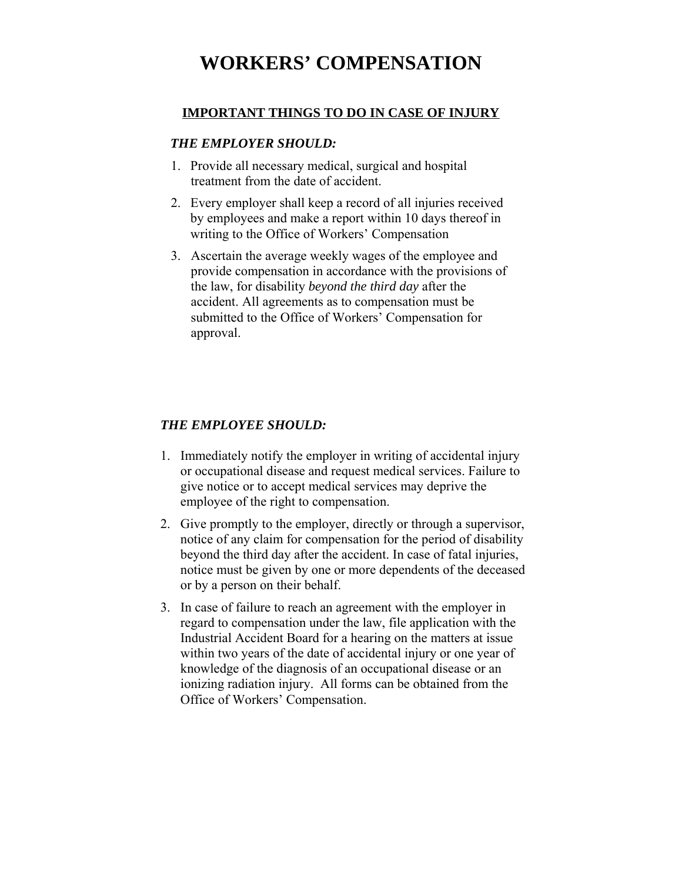# WORKERS' COMPENSATION

## IMPORTANT THINGS TO DO IN CASE OF INJURY

### *THE EMPLOYER SHOULD:*

1. Provide all necessary medical, surgical and hospital treatment from the date of accident.
2. Every employer shall keep a record of all injuries received by employees and make a report within 10 days thereof in writing to the Office of Workers' Compensation
3. Ascertain the average weekly wages of the employee and provide compensation in accordance with the provisions of the law, for disability *beyond the third day* after the accident. All agreements as to compensation must be submitted to the Office of Workers' Compensation for approval.

### *THE EMPLOYEE SHOULD:*

1. Immediately notify the employer in writing of accidental injury or occupational disease and request medical services. Failure to give notice or to accept medical services may deprive the employee of the right to compensation.
2. Give promptly to the employer, directly or through a supervisor, notice of any claim for compensation for the period of disability beyond the third day after the accident. In case of fatal injuries, notice must be given by one or more dependents of the deceased or by a person on their behalf.
3. In case of failure to reach an agreement with the employer in regard to compensation under the law, file application with the Industrial Accident Board for a hearing on the matters at issue within two years of the date of accidental injury or one year of knowledge of the diagnosis of an occupational disease or an ionizing radiation injury. All forms can be obtained from the Office of Workers' Compensation.